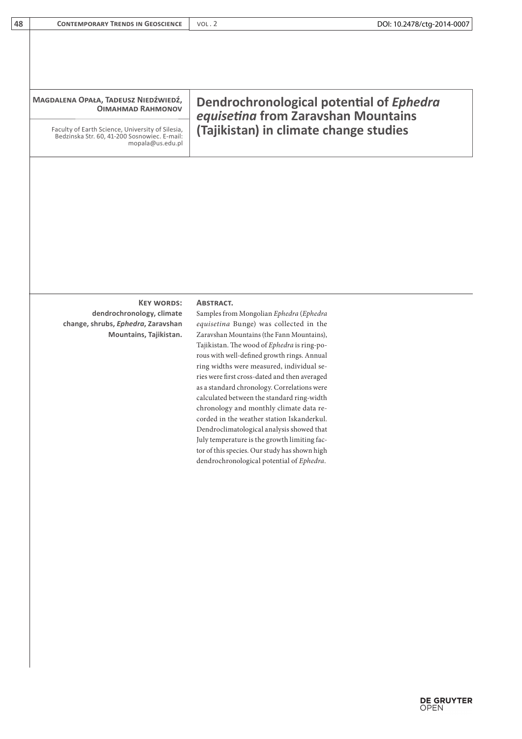**Magdalena Opała, Tadeusz Niedźwiedź, Oimahmad Rahmonov**

Faculty of Earth Science, University of Silesia, Bedzinska Str. 60, 41-200 Sosnowiec. E-mail: mopala@us.edu.pl

# Dendrochronological potential of *Ephedra equisetina* from Zaravshan Mountains (Tajikistan) in climate change studies

**Key words:** dendrochronology, climate change, shrubs, *Ephedra*, Zaravshan Mountains, Tajikistan.

**Abstract.**

Samples from Mongolian *Ephedra* (*Ephedra equisetina* Bunge) was collected in the Zaravshan Mountains (the Fann Mountains), Tajikistan. The wood of *Ephedra* is ring-porous with well-defined growth rings. Annual ring widths were measured, individual series were first cross-dated and then averaged as a standard chronology. Correlations were calculated between the standard ring-width chronology and monthly climate data recorded in the weather station Iskanderkul. Dendroclimatological analysis showed that July temperature is the growth limiting factor of this species. Our study has shown high dendrochronological potential of *Ephedra*.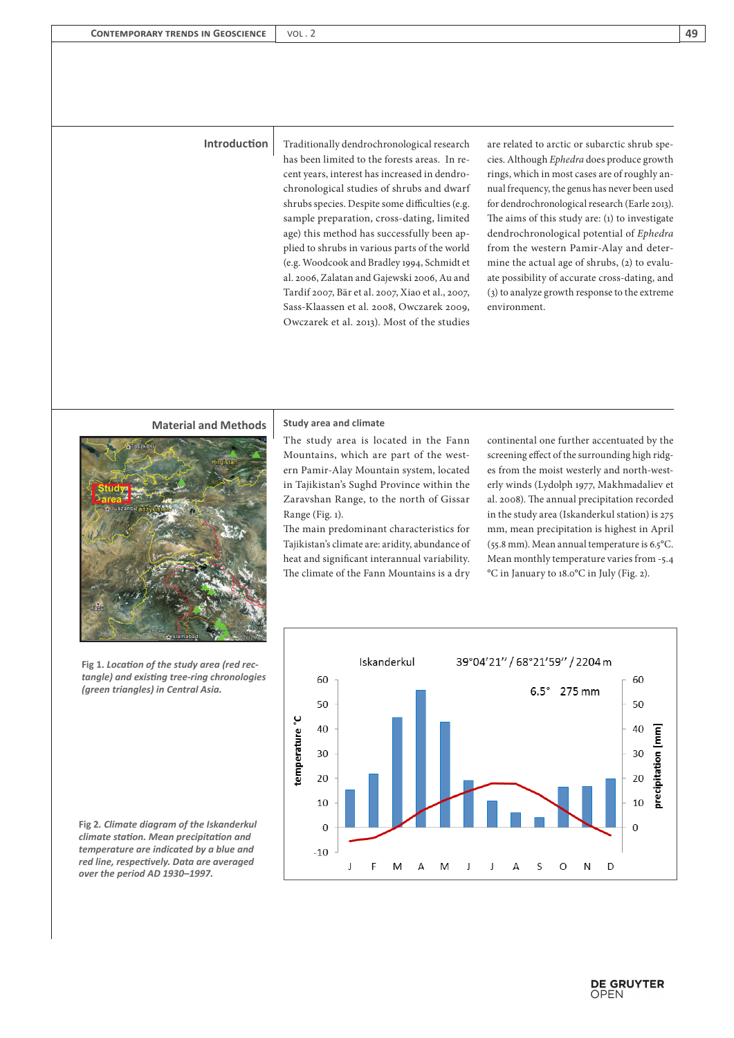## Introduction

Traditionally dendrochronological research has been limited to the forests areas. In recent years, interest has increased in dendrochronological studies of shrubs and dwarf shrubs species. Despite some difficulties (e.g. sample preparation, cross-dating, limited age) this method has successfully been applied to shrubs in various parts of the world (e.g. Woodcook and Bradley 1994, Schmidt et al. 2006, Zalatan and Gajewski 2006, Au and Tardif 2007, Bär et al. 2007, Xiao et al., 2007, Sass-Klaassen et al. 2008, Owczarek 2009, Owczarek et al. 2013). Most of the studies are related to arctic or subarctic shrub species. Although *Ephedra* does produce growth rings, which in most cases are of roughly annual frequency, the genus has never been used for dendrochronological research (Earle 2013). The aims of this study are: (1) to investigate dendrochronological potential of *Ephedra* from the western Pamir-Alay and determine the actual age of shrubs, (2) to evaluate possibility of accurate cross-dating, and (3) to analyze growth response to the extreme environment.

## Material and Methods

### Study area and climate

The study area is located in the Fann Mountains, which are part of the western Pamir-Alay Mountain system, located in Tajikistan's Sughd Province within the Zaravshan Range, to the north of Gissar Range (Fig. 1).

The main predominant characteristics for Tajikistan's climate are: aridity, abundance of heat and significant interannual variability. The climate of the Fann Mountains is a dry continental one further accentuated by the screening effect of the surrounding high ridges from the moist westerly and north-westerly winds (Lydolph 1977, Makhmadaliev et al. 2008). The annual precipitation recorded in the study area (Iskanderkul station) is 275 mm, mean precipitation is highest in April (55.8 mm). Mean annual temperature is 6.5°C. Mean monthly temperature varies from -5.4 °C in January to 18.0°C in July (Fig. 2).

**Fig 1.** ***Location of the study area (red rectangle) and existing tree-ring chronologies (green triangles) in Central Asia.***

**Fig 2.** ***Climate diagram of the Iskanderkul climate station. Mean precipitation and temperature are indicated by a blue and red line, respectively. Data are averaged over the period AD 1930–1997.***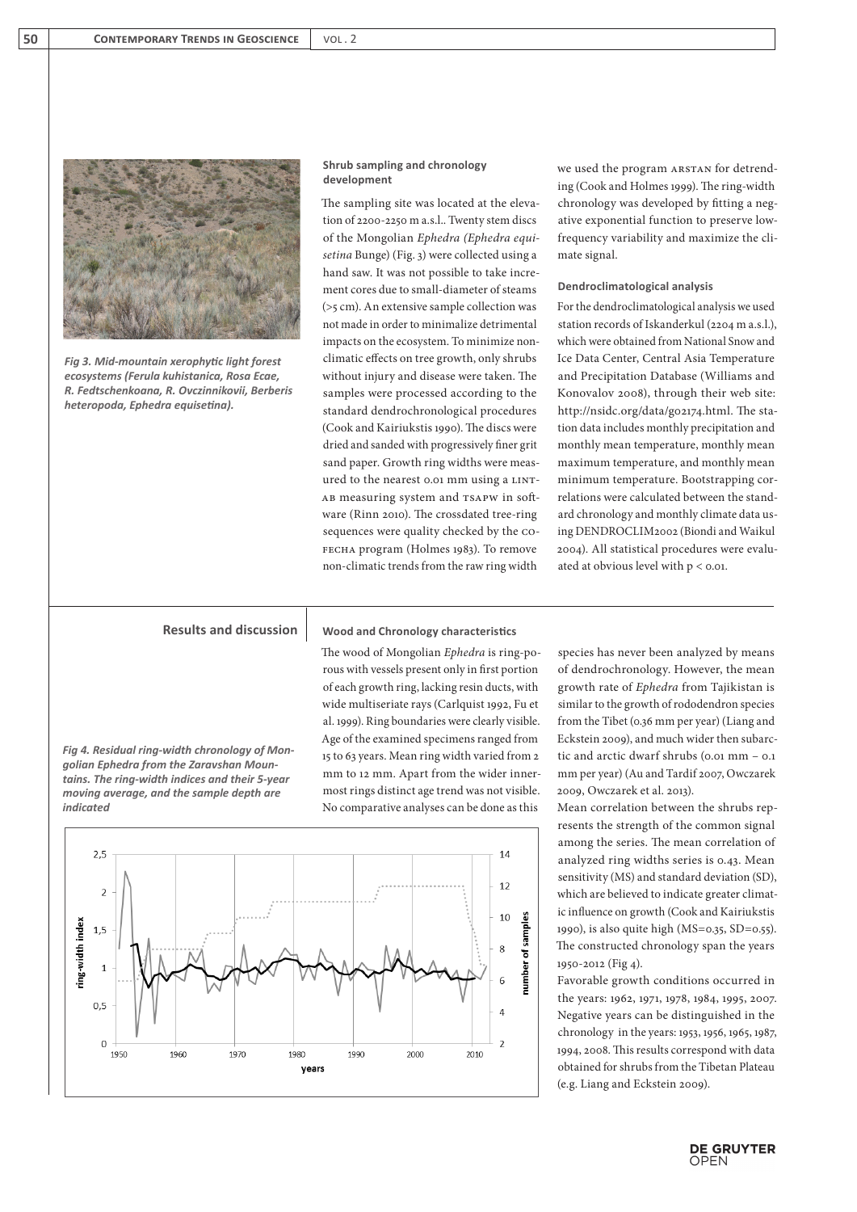*Fig 3. Mid-mountain xerophytic light forest ecosystems (Ferula kuhistanica, Rosa Ecae, R. Fedtschenkoana, R. Ovczinnikovii, Berberis heteropoda, Ephedra equisetina).*

### Shrub sampling and chronology development

The sampling site was located at the elevation of 2200-2250 m a.s.l.. Twenty stem discs of the Mongolian *Ephedra (Ephedra equisetina* Bunge) (Fig. 3) were collected using a hand saw. It was not possible to take increment cores due to small-diameter of steams (>5 cm). An extensive sample collection was not made in order to minimalize detrimental impacts on the ecosystem. To minimize non-climatic effects on tree growth, only shrubs without injury and disease were taken. The samples were processed according to the standard dendrochronological procedures (Cook and Kairiukstis 1990). The discs were dried and sanded with progressively finer grit sand paper. Growth ring widths were measured to the nearest 0.01 mm using a LINTAB measuring system and TSAPW in software (Rinn 2010). The crossdated tree-ring sequences were quality checked by the COFECHA program (Holmes 1983). To remove non-climatic trends from the raw ring width we used the program ARSTAN for detrending (Cook and Holmes 1999). The ring-width chronology was developed by fitting a negative exponential function to preserve low-frequency variability and maximize the climate signal.

### Dendroclimatological analysis

For the dendroclimatological analysis we used station records of Iskanderkul (2204 m a.s.l.), which were obtained from National Snow and Ice Data Center, Central Asia Temperature and Precipitation Database (Williams and Konovalov 2008), through their web site: http://nsidc.org/data/g02174.html. The station data includes monthly precipitation and monthly mean temperature, monthly mean maximum temperature, and monthly mean minimum temperature. Bootstrapping correlations were calculated between the standard chronology and monthly climate data using DENDROCLIM2002 (Biondi and Waikul 2004). All statistical procedures were evaluated at obvious level with $p < 0.01$.

## Results and discussion

### Wood and Chronology characteristics

The wood of Mongolian *Ephedra* is ring-porous with vessels present only in first portion of each growth ring, lacking resin ducts, with wide multiseriate rays (Carlquist 1992, Fu et al. 1999). Ring boundaries were clearly visible. Age of the examined specimens ranged from 15 to 63 years. Mean ring width varied from 2 mm to 12 mm. Apart from the wider innermost rings distinct age trend was not visible. No comparative analyses can be done as this species has never been analyzed by means of dendrochronology. However, the mean growth rate of *Ephedra* from Tajikistan is similar to the growth of rododendron species from the Tibet (0.36 mm per year) (Liang and Eckstein 2009), and much wider then subarctic and arctic dwarf shrubs (0.01 mm – 0.1 mm per year) (Au and Tardif 2007, Owczarek 2009, Owczarek et al. 2013).

*Fig 4. Residual ring-width chronology of Mongolian Ephedra from the Zaravshan Mountains. The ring-width indices and their 5-year moving average, and the sample depth are indicated*

Mean correlation between the shrubs represents the strength of the common signal among the series. The mean correlation of analyzed ring widths series is 0.43. Mean sensitivity (MS) and standard deviation (SD), which are believed to indicate greater climatic influence on growth (Cook and Kairiukstis 1990), is also quite high (MS=0.35, SD=0.55). The constructed chronology span the years 1950-2012 (Fig 4).

Favorable growth conditions occurred in the years: 1962, 1971, 1978, 1984, 1995, 2007. Negative years can be distinguished in the chronology in the years: 1953, 1956, 1965, 1987, 1994, 2008. This results correspond with data obtained for shrubs from the Tibetan Plateau (e.g. Liang and Eckstein 2009).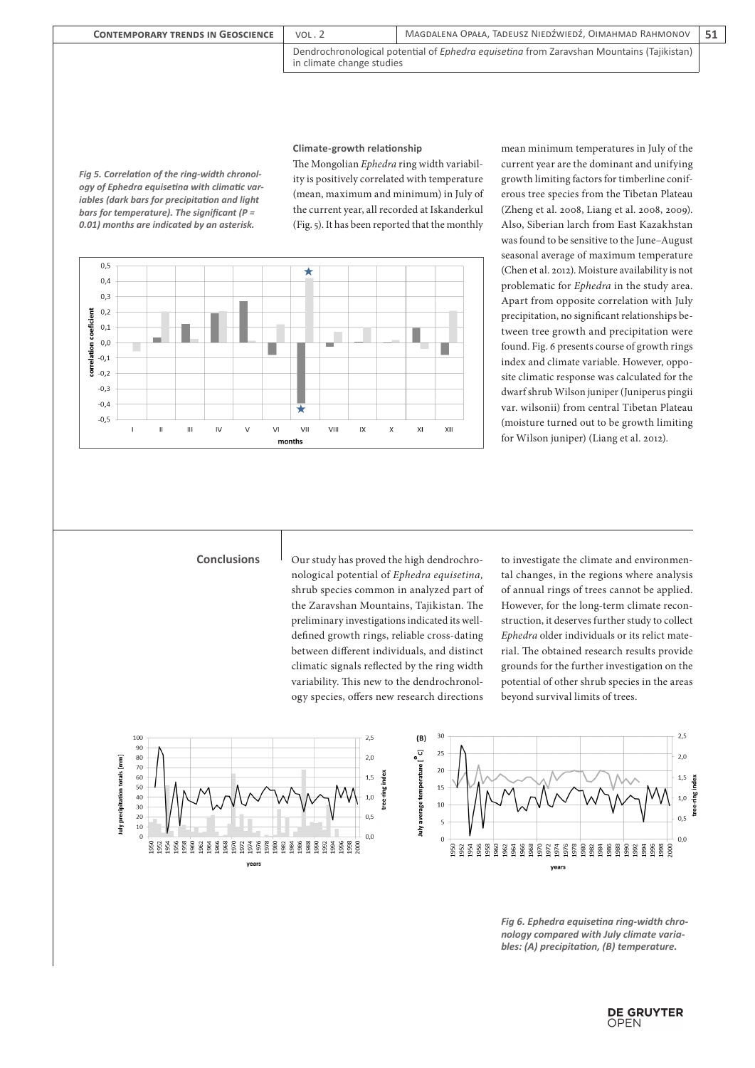*Fig 5. Correlation of the ring-width chronology of Ephedra equisetina with climatic variables (dark bars for precipitation and light bars for temperature). The significant (P = 0.01) months are indicated by an asterisk.*

### Climate-growth relationship

The Mongolian *Ephedra* ring width variability is positively correlated with temperature (mean, maximum and minimum) in July of the current year, all recorded at Iskanderkul (Fig. 5). It has been reported that the monthly mean minimum temperatures in July of the current year are the dominant and unifying growth limiting factors for timberline coniferous tree species from the Tibetan Plateau (Zheng et al. 2008, Liang et al. 2008, 2009). Also, Siberian larch from East Kazakhstan was found to be sensitive to the June–August seasonal average of maximum temperature (Chen et al. 2012). Moisture availability is not problematic for *Ephedra* in the study area. Apart from opposite correlation with July precipitation, no significant relationships between tree growth and precipitation were found. Fig. 6 presents course of growth rings index and climate variable. However, opposite climatic response was calculated for the dwarf shrub Wilson juniper (Juniperus pingii var. wilsonii) from central Tibetan Plateau (moisture turned out to be growth limiting for Wilson juniper) (Liang et al. 2012).

## Conclusions

Our study has proved the high dendrochronological potential of *Ephedra equisetina,* shrub species common in analyzed part of the Zaravshan Mountains, Tajikistan. The preliminary investigations indicated its well-defined growth rings, reliable cross-dating between different individuals, and distinct climatic signals reflected by the ring width variability. This new to the dendrochronology species, offers new research directions to investigate the climate and environmental changes, in the regions where analysis of annual rings of trees cannot be applied. However, for the long-term climate reconstruction, it deserves further study to collect *Ephedra* older individuals or its relict material. The obtained research results provide grounds for the further investigation on the potential of other shrub species in the areas beyond survival limits of trees.

*Fig 6. Ephedra equisetina ring-width chronology compared with July climate variables: (A) precipitation, (B) temperature.*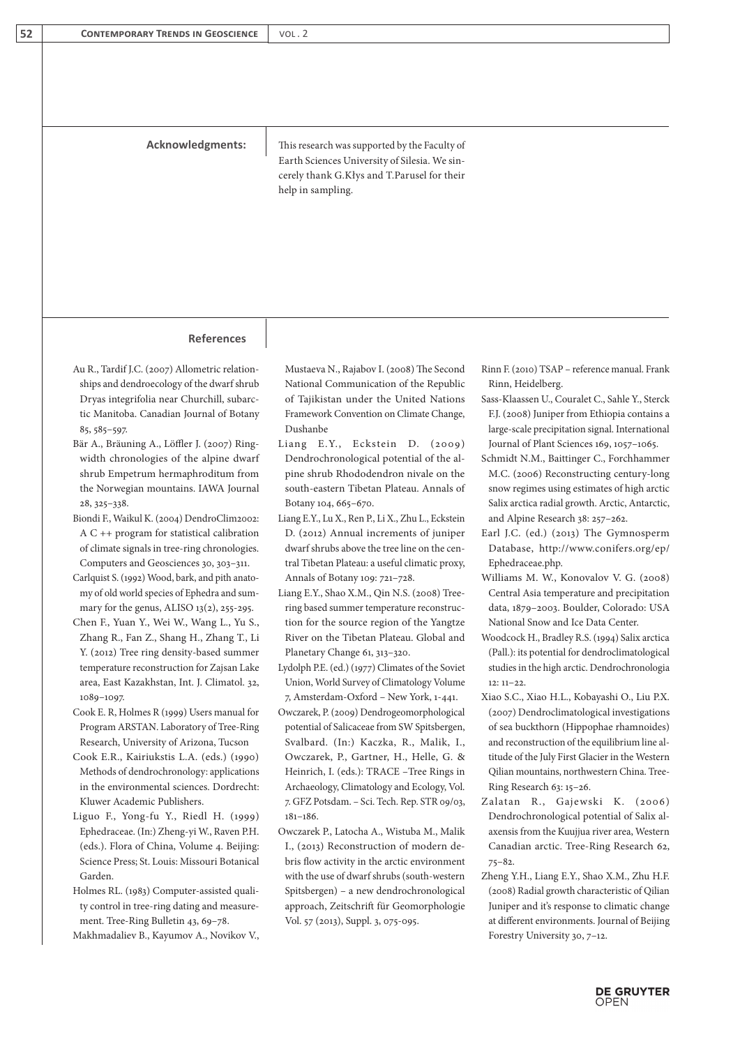**Acknowledgments:**

This research was supported by the Faculty of Earth Sciences University of Silesia. We sincerely thank G.Kłys and T.Parusel for their help in sampling.

## References

Au R., Tardif J.C. (2007) Allometric relationships and dendroecology of the dwarf shrub Dryas integrifolia near Churchill, subarctic Manitoba. Canadian Journal of Botany 85, 585–597.

Bär A., Bräuning A., Löffler J. (2007) Ring-width chronologies of the alpine dwarf shrub Empetrum hermaphroditum from the Norwegian mountains. IAWA Journal 28, 325–338.

Biondi F., Waikul K. (2004) DendroClim2002: A C ++ program for statistical calibration of climate signals in tree-ring chronologies. Computers and Geosciences 30, 303–311.

Carlquist S. (1992) Wood, bark, and pith anatomy of old world species of Ephedra and summary for the genus, ALISO 13(2), 255–295.

Chen F., Yuan Y., Wei W., Wang L., Yu S., Zhang R., Fan Z., Shang H., Zhang T., Li Y. (2012) Tree ring density-based summer temperature reconstruction for Zajsan Lake area, East Kazakhstan, Int. J. Climatol. 32, 1089–1097.

Cook E. R, Holmes R (1999) Users manual for Program ARSTAN. Laboratory of Tree-Ring Research, University of Arizona, Tucson

Cook E.R., Kairiukstis L.A. (eds.) (1990) Methods of dendrochronology: applications in the environmental sciences. Dordrecht: Kluwer Academic Publishers.

Liguo F., Yong-fu Y., Riedl H. (1999) Ephedraceae. (In:) Zheng-yi W., Raven P.H. (eds.). Flora of China, Volume 4. Beijing: Science Press; St. Louis: Missouri Botanical Garden.

Holmes RL. (1983) Computer-assisted quality control in tree-ring dating and measurement. Tree-Ring Bulletin 43, 69–78.

Makhmadaliev B., Kayumov A., Novikov V., Mustaeva N., Rajabov I. (2008) The Second National Communication of the Republic of Tajikistan under the United Nations Framework Convention on Climate Change, Dushanbe

Liang E.Y., Eckstein D. (2009) Dendrochronological potential of the alpine shrub Rhododendron nivale on the south-eastern Tibetan Plateau. Annals of Botany 104, 665–670.

Liang E.Y., Lu X., Ren P., Li X., Zhu L., Eckstein D. (2012) Annual increments of juniper dwarf shrubs above the tree line on the central Tibetan Plateau: a useful climatic proxy, Annals of Botany 109: 721–728.

Liang E.Y., Shao X.M., Qin N.S. (2008) Tree-ring based summer temperature reconstruction for the source region of the Yangtze River on the Tibetan Plateau. Global and Planetary Change 61, 313–320.

Lydolph P.E. (ed.) (1977) Climates of the Soviet Union, World Survey of Climatology Volume 7, Amsterdam-Oxford – New York, 1-441.

Owczarek, P. (2009) Dendrogeomorphological potential of Salicaceae from SW Spitsbergen, Svalbard. (In:) Kaczka, R., Malik, I., Owczarek, P., Gartner, H., Helle, G. & Heinrich, I. (eds.): TRACE –Tree Rings in Archaeology, Climatology and Ecology, Vol. 7. GFZ Potsdam. – Sci. Tech. Rep. STR 09/03, 181–186.

Owczarek P., Latocha A., Wistuba M., Malik I., (2013) Reconstruction of modern debris flow activity in the arctic environment with the use of dwarf shrubs (south-western Spitsbergen) – a new dendrochronological approach, Zeitschrift für Geomorphologie Vol. 57 (2013), Suppl. 3, 075-095.

Rinn F. (2010) TSAP – reference manual. Frank Rinn, Heidelberg.

Sass-Klaassen U., Couralet C., Sahle Y., Sterck F.J. (2008) Juniper from Ethiopia contains a large-scale precipitation signal. International Journal of Plant Sciences 169, 1057–1065.

Schmidt N.M., Baittinger C., Forchhammer M.C. (2006) Reconstructing century-long snow regimes using estimates of high arctic Salix arctica radial growth. Arctic, Antarctic, and Alpine Research 38: 257–262.

Earl J.C. (ed.) (2013) The Gymnosperm Database, http://www.conifers.org/ep/Ephedraceae.php.

Williams M. W., Konovalov V. G. (2008) Central Asia temperature and precipitation data, 1879–2003. Boulder, Colorado: USA National Snow and Ice Data Center.

Woodcock H., Bradley R.S. (1994) Salix arctica (Pall.): its potential for dendroclimatological studies in the high arctic. Dendrochronologia 12: 11–22.

Xiao S.C., Xiao H.L., Kobayashi O., Liu P.X. (2007) Dendroclimatological investigations of sea buckthorn (Hippophae rhamnoides) and reconstruction of the equilibrium line altitude of the July First Glacier in the Western Qilian mountains, northwestern China. Tree-Ring Research 63: 15–26.

Zalatan R., Gajewski K. (2006) Dendrochronological potential of Salix alaxensis from the Kuujjua river area, Western Canadian arctic. Tree-Ring Research 62, 75–82.

Zheng Y.H., Liang E.Y., Shao X.M., Zhu H.F. (2008) Radial growth characteristic of Qilian Juniper and it's response to climatic change at different environments. Journal of Beijing Forestry University 30, 7–12.